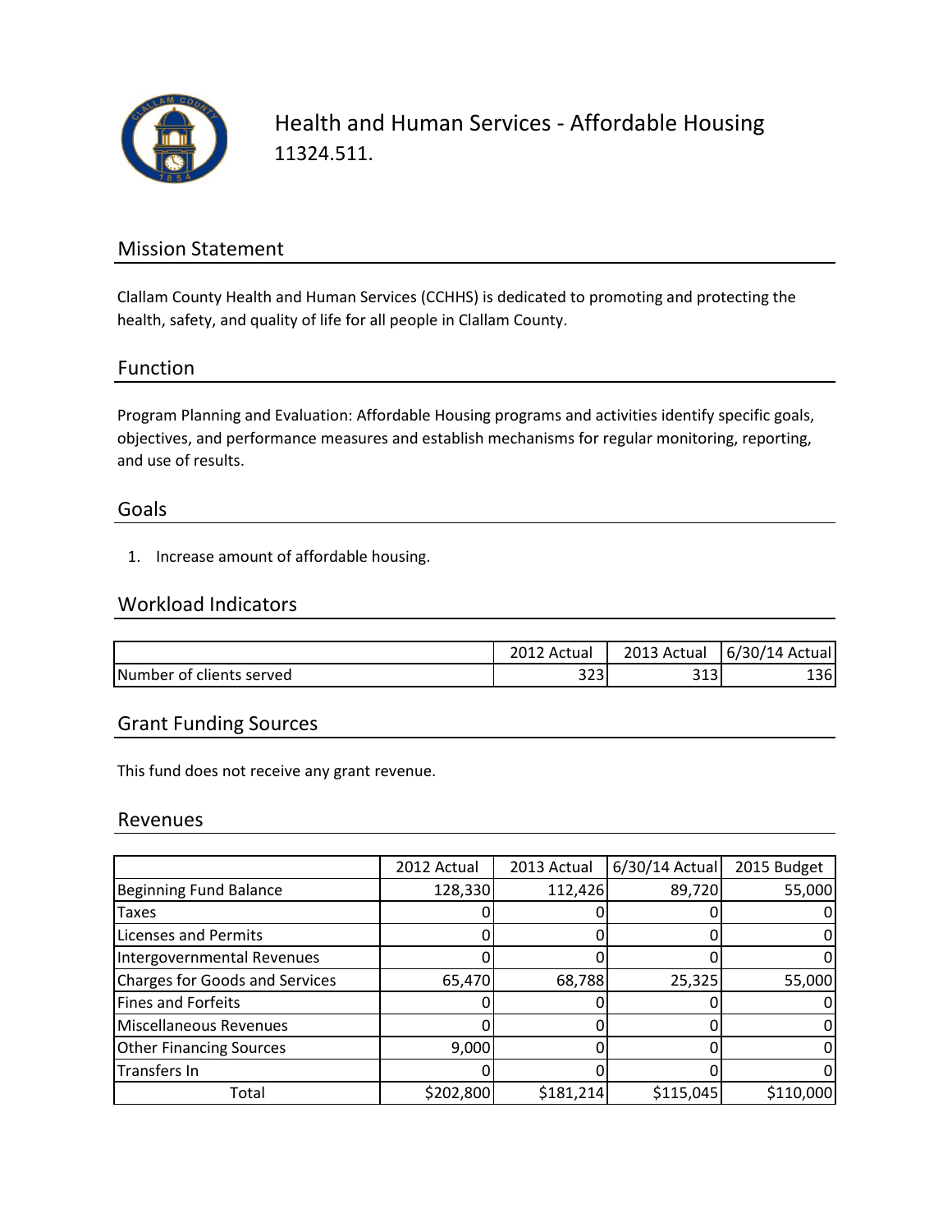# Health and Human Services - Affordable Housing

11324.511.

## Mission Statement

Clallam County Health and Human Services (CCHHS) is dedicated to promoting and protecting the health, safety, and quality of life for all people in Clallam County.

## Function

Program Planning and Evaluation: Affordable Housing programs and activities identify specific goals, objectives, and performance measures and establish mechanisms for regular monitoring, reporting, and use of results.

## Goals

1. Increase amount of affordable housing.

## Workload Indicators

| | 2012 Actual | 2013 Actual | 6/30/14 Actual |
|---|---|---|---|
| Number of clients served | 323 | 313 | 136 |

## Grant Funding Sources

This fund does not receive any grant revenue.

## Revenues

| | 2012 Actual | 2013 Actual | 6/30/14 Actual | 2015 Budget |
|---|---|---|---|---|
| Beginning Fund Balance | 128,330 | 112,426 | 89,720 | 55,000 |
| Taxes | 0 | 0 | 0 | 0 |
| Licenses and Permits | 0 | 0 | 0 | 0 |
| Intergovernmental Revenues | 0 | 0 | 0 | 0 |
| Charges for Goods and Services | 65,470 | 68,788 | 25,325 | 55,000 |
| Fines and Forfeits | 0 | 0 | 0 | 0 |
| Miscellaneous Revenues | 0 | 0 | 0 | 0 |
| Other Financing Sources | 9,000 | 0 | 0 | 0 |
| Transfers In | 0 | 0 | 0 | 0 |
| Total | $202,800 | $181,214 | $115,045 | $110,000 |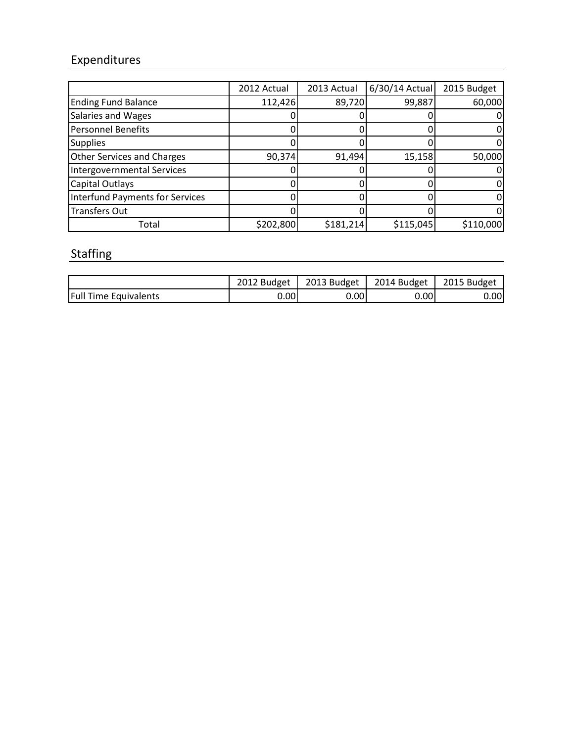## Expenditures

| | 2012 Actual | 2013 Actual | 6/30/14 Actual | 2015 Budget |
|---|---|---|---|---|
| Ending Fund Balance | 112,426 | 89,720 | 99,887 | 60,000 |
| Salaries and Wages | 0 | 0 | 0 | 0 |
| Personnel Benefits | 0 | 0 | 0 | 0 |
| Supplies | 0 | 0 | 0 | 0 |
| Other Services and Charges | 90,374 | 91,494 | 15,158 | 50,000 |
| Intergovernmental Services | 0 | 0 | 0 | 0 |
| Capital Outlays | 0 | 0 | 0 | 0 |
| Interfund Payments for Services | 0 | 0 | 0 | 0 |
| Transfers Out | 0 | 0 | 0 | 0 |
| Total | $202,800 | $181,214 | $115,045 | $110,000 |

## Staffing

| | 2012 Budget | 2013 Budget | 2014 Budget | 2015 Budget |
|---|---|---|---|---|
| Full Time Equivalents | 0.00 | 0.00 | 0.00 | 0.00 |